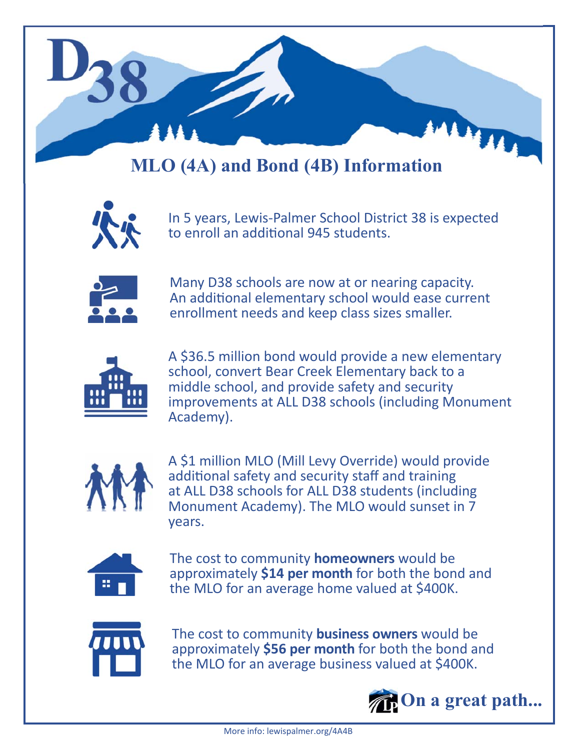D38

# MLO (4A) and Bond (4B) Information

In 5 years, Lewis-Palmer School District 38 is expected to enroll an additional 945 students.

Many D38 schools are now at or nearing capacity. An additional elementary school would ease current enrollment needs and keep class sizes smaller.

A $36.5 million bond would provide a new elementary school, convert Bear Creek Elementary back to a middle school, and provide safety and security improvements at ALL D38 schools (including Monument Academy).

A $1 million MLO (Mill Levy Override) would provide additional safety and security staff and training at ALL D38 schools for ALL D38 students (including Monument Academy). The MLO would sunset in 7 years.

The cost to community **homeowners** would be approximately **$14 per month** for both the bond and the MLO for an average home valued at $400K.

The cost to community **business owners** would be approximately **$56 per month** for both the bond and the MLO for an average business valued at $400K.

**On a great path...**

More info: lewispalmer.org/4A4B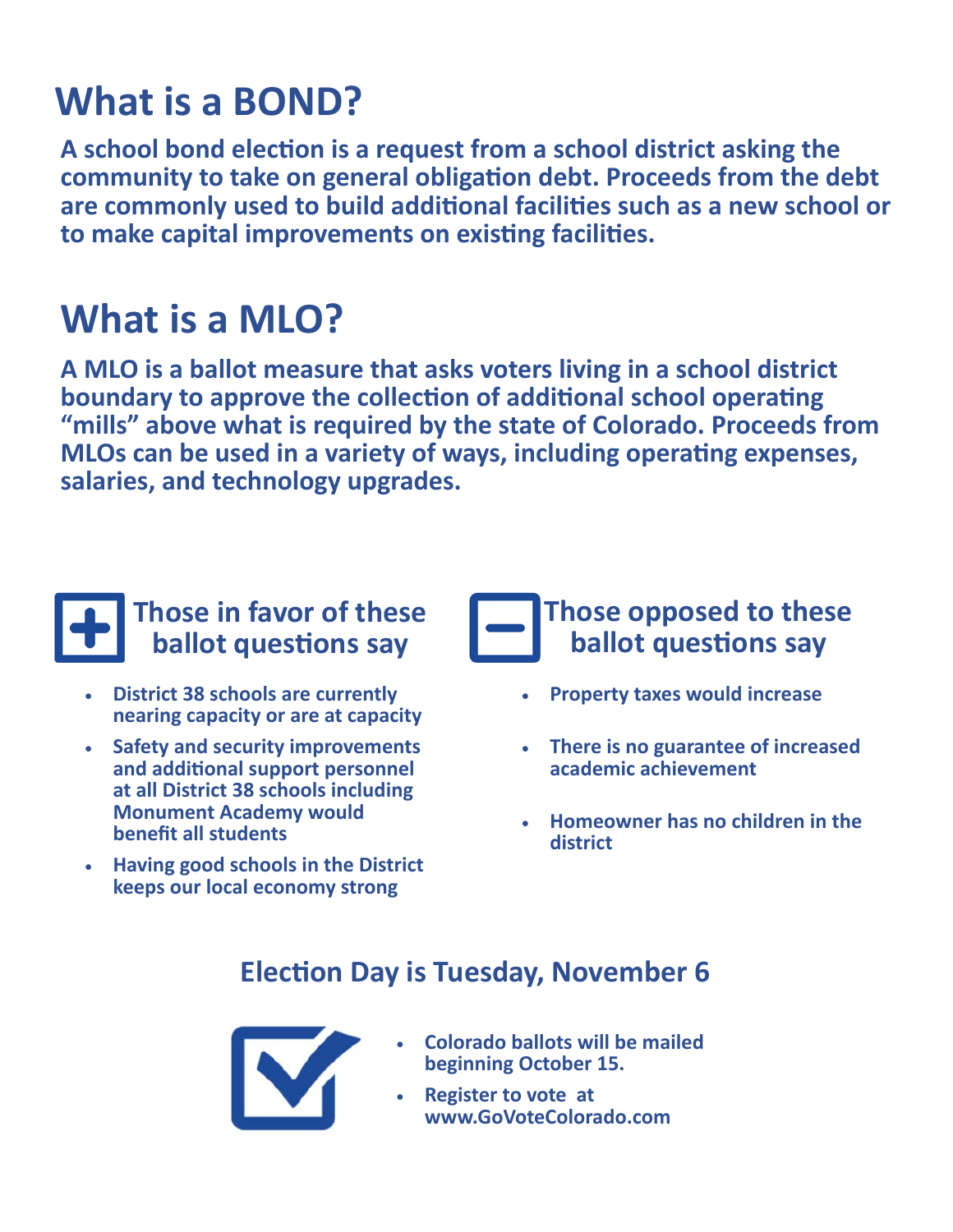# What is a BOND?

**A school bond election is a request from a school district asking the community to take on general obligation debt. Proceeds from the debt are commonly used to build additional facilities such as a new school or to make capital improvements on existing facilities.**

# What is a MLO?

**A MLO is a ballot measure that asks voters living in a school district boundary to approve the collection of additional school operating "mills" above what is required by the state of Colorado. Proceeds from MLOs can be used in a variety of ways, including operating expenses, salaries, and technology upgrades.**

## Those in favor of these ballot questions say

- **District 38 schools are currently nearing capacity or are at capacity**
- **Safety and security improvements and additional support personnel at all District 38 schools including Monument Academy would benefit all students**
- **Having good schools in the District keeps our local economy strong**

## Those opposed to these ballot questions say

- **Property taxes would increase**
- **There is no guarantee of increased academic achievement**
- **Homeowner has no children in the district**

## Election Day is Tuesday, November 6

- **Colorado ballots will be mailed beginning October 15.**
- **Register to vote at www.GoVoteColorado.com**